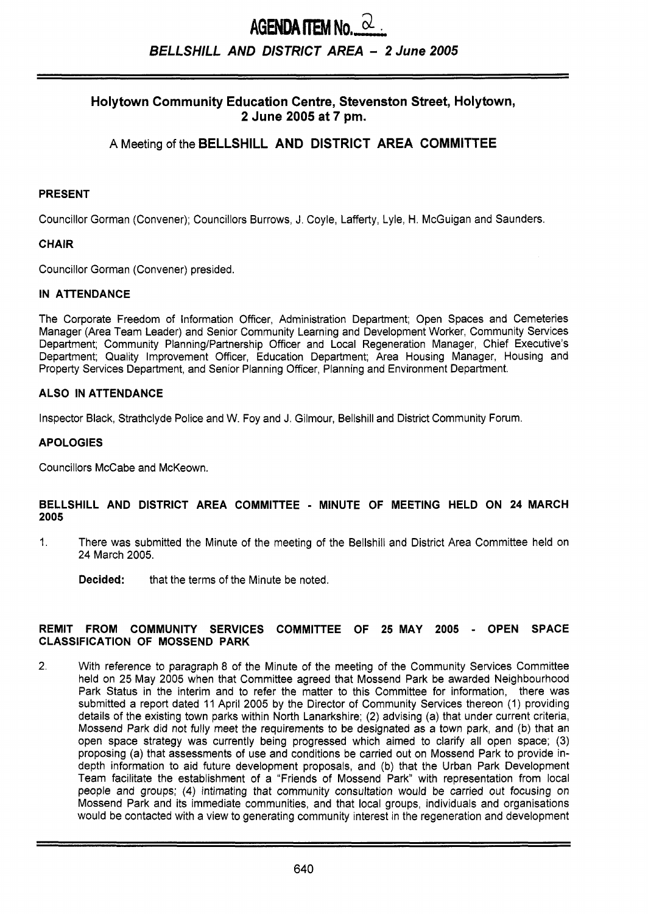# AGENDA ITEM No. 2

## *BELLSHILL AND DISTRICT AREA – 2 June 2005*

### Holytown Community Education Centre, Stevenston Street, Holytown, 2 June 2005 at 7 pm.

A Meeting of the **BELLSHILL AND DISTRICT AREA COMMITTEE**

**PRESENT**

Councillor Gorman (Convener); Councillors Burrows, J. Coyle, Lafferty, Lyle, H. McGuigan and Saunders.

**CHAIR**

Councillor Gorman (Convener) presided.

**IN ATTENDANCE**

The Corporate Freedom of Information Officer, Administration Department; Open Spaces and Cemeteries Manager (Area Team Leader) and Senior Community Learning and Development Worker, Community Services Department; Community Planning/Partnership Officer and Local Regeneration Manager, Chief Executive's Department; Quality Improvement Officer, Education Department; Area Housing Manager, Housing and Property Services Department, and Senior Planning Officer, Planning and Environment Department.

**ALSO IN ATTENDANCE**

Inspector Black, Strathclyde Police and W. Foy and J. Gilmour, Bellshill and District Community Forum.

**APOLOGIES**

Councillors McCabe and McKeown.

**BELLSHILL AND DISTRICT AREA COMMITTEE - MINUTE OF MEETING HELD ON 24 MARCH 2005**

1. There was submitted the Minute of the meeting of the Bellshill and District Area Committee held on 24 March 2005.

   **Decided:** that the terms of the Minute be noted.

**REMIT FROM COMMUNITY SERVICES COMMITTEE OF 25 MAY 2005 - OPEN SPACE CLASSIFICATION OF MOSSEND PARK**

2. With reference to paragraph 8 of the Minute of the meeting of the Community Services Committee held on 25 May 2005 when that Committee agreed that Mossend Park be awarded Neighbourhood Park Status in the interim and to refer the matter to this Committee for information, there was submitted a report dated 11 April 2005 by the Director of Community Services thereon (1) providing details of the existing town parks within North Lanarkshire; (2) advising (a) that under current criteria, Mossend Park did not fully meet the requirements to be designated as a town park, and (b) that an open space strategy was currently being progressed which aimed to clarify all open space; (3) proposing (a) that assessments of use and conditions be carried out on Mossend Park to provide in-depth information to aid future development proposals, and (b) that the Urban Park Development Team facilitate the establishment of a "Friends of Mossend Park" with representation from local people and groups; (4) intimating that community consultation would be carried out focusing on Mossend Park and its immediate communities, and that local groups, individuals and organisations would be contacted with a view to generating community interest in the regeneration and development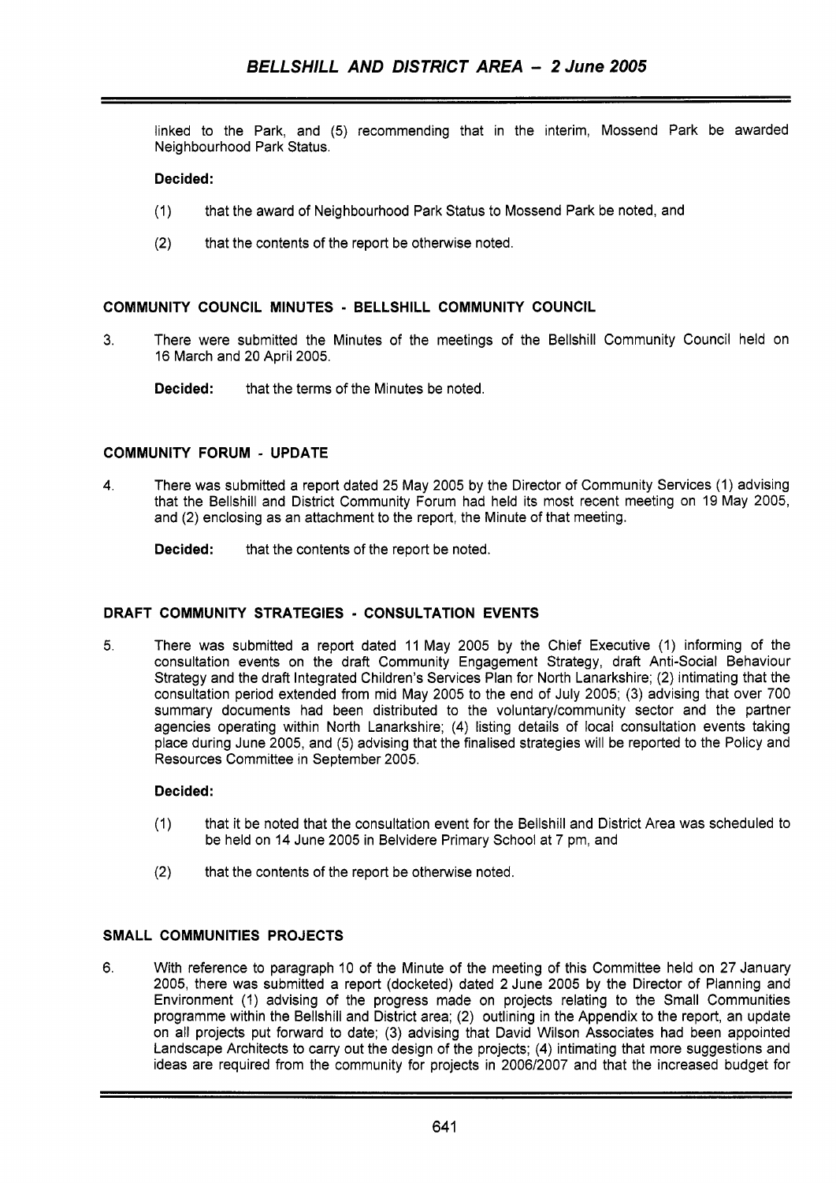linked to the Park, and (5) recommending that in the interim, Mossend Park be awarded Neighbourhood Park Status.

**Decided:**

(1) that the award of Neighbourhood Park Status to Mossend Park be noted, and

(2) that the contents of the report be otherwise noted.

## COMMUNITY COUNCIL MINUTES - BELLSHILL COMMUNITY COUNCIL

3. There were submitted the Minutes of the meetings of the Bellshill Community Council held on 16 March and 20 April 2005.

   **Decided:** that the terms of the Minutes be noted.

## COMMUNITY FORUM - UPDATE

4. There was submitted a report dated 25 May 2005 by the Director of Community Services (1) advising that the Bellshill and District Community Forum had held its most recent meeting on 19 May 2005, and (2) enclosing as an attachment to the report, the Minute of that meeting.

   **Decided:** that the contents of the report be noted.

## DRAFT COMMUNITY STRATEGIES - CONSULTATION EVENTS

5. There was submitted a report dated 11 May 2005 by the Chief Executive (1) informing of the consultation events on the draft Community Engagement Strategy, draft Anti-Social Behaviour Strategy and the draft Integrated Children's Services Plan for North Lanarkshire; (2) intimating that the consultation period extended from mid May 2005 to the end of July 2005; (3) advising that over 700 summary documents had been distributed to the voluntary/community sector and the partner agencies operating within North Lanarkshire; (4) listing details of local consultation events taking place during June 2005, and (5) advising that the finalised strategies will be reported to the Policy and Resources Committee in September 2005.

   **Decided:**

   (1) that it be noted that the consultation event for the Bellshill and District Area was scheduled to be held on 14 June 2005 in Belvidere Primary School at 7 pm, and

   (2) that the contents of the report be otherwise noted.

## SMALL COMMUNITIES PROJECTS

6. With reference to paragraph 10 of the Minute of the meeting of this Committee held on 27 January 2005, there was submitted a report (docketed) dated 2 June 2005 by the Director of Planning and Environment (1) advising of the progress made on projects relating to the Small Communities programme within the Bellshill and District area; (2) outlining in the Appendix to the report, an update on all projects put forward to date; (3) advising that David Wilson Associates had been appointed Landscape Architects to carry out the design of the projects; (4) intimating that more suggestions and ideas are required from the community for projects in 2006/2007 and that the increased budget for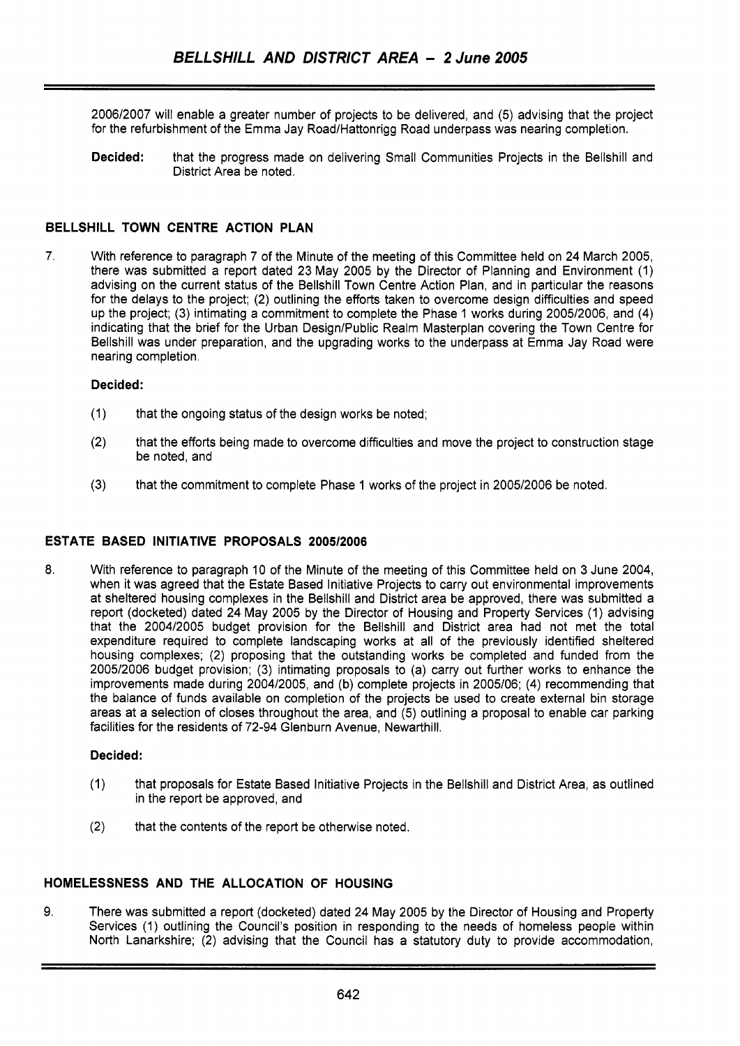2006/2007 will enable a greater number of projects to be delivered, and (5) advising that the project for the refurbishment of the Emma Jay Road/Hattonrigg Road underpass was nearing completion.

**Decided:** that the progress made on delivering Small Communities Projects in the Bellshill and District Area be noted.

## BELLSHILL TOWN CENTRE ACTION PLAN

7. With reference to paragraph 7 of the Minute of the meeting of this Committee held on 24 March 2005, there was submitted a report dated 23 May 2005 by the Director of Planning and Environment (1) advising on the current status of the Bellshill Town Centre Action Plan, and in particular the reasons for the delays to the project; (2) outlining the efforts taken to overcome design difficulties and speed up the project; (3) intimating a commitment to complete the Phase 1 works during 2005/2006, and (4) indicating that the brief for the Urban Design/Public Realm Masterplan covering the Town Centre for Bellshill was under preparation, and the upgrading works to the underpass at Emma Jay Road were nearing completion.

**Decided:**

(1) that the ongoing status of the design works be noted;

(2) that the efforts being made to overcome difficulties and move the project to construction stage be noted, and

(3) that the commitment to complete Phase 1 works of the project in 2005/2006 be noted.

## ESTATE BASED INITIATIVE PROPOSALS 2005/2006

8. With reference to paragraph 10 of the Minute of the meeting of this Committee held on 3 June 2004, when it was agreed that the Estate Based Initiative Projects to carry out environmental improvements at sheltered housing complexes in the Bellshill and District area be approved, there was submitted a report (docketed) dated 24 May 2005 by the Director of Housing and Property Services (1) advising that the 2004/2005 budget provision for the Bellshill and District area had not met the total expenditure required to complete landscaping works at all of the previously identified sheltered housing complexes; (2) proposing that the outstanding works be completed and funded from the 2005/2006 budget provision; (3) intimating proposals to (a) carry out further works to enhance the improvements made during 2004/2005, and (b) complete projects in 2005/06; (4) recommending that the balance of funds available on completion of the projects be used to create external bin storage areas at a selection of closes throughout the area, and (5) outlining a proposal to enable car parking facilities for the residents of 72-94 Glenburn Avenue, Newarthill.

**Decided:**

(1) that proposals for Estate Based Initiative Projects in the Bellshill and District Area, as outlined in the report be approved, and

(2) that the contents of the report be otherwise noted.

## HOMELESSNESS AND THE ALLOCATION OF HOUSING

9. There was submitted a report (docketed) dated 24 May 2005 by the Director of Housing and Property Services (1) outlining the Council's position in responding to the needs of homeless people within North Lanarkshire; (2) advising that the Council has a statutory duty to provide accommodation,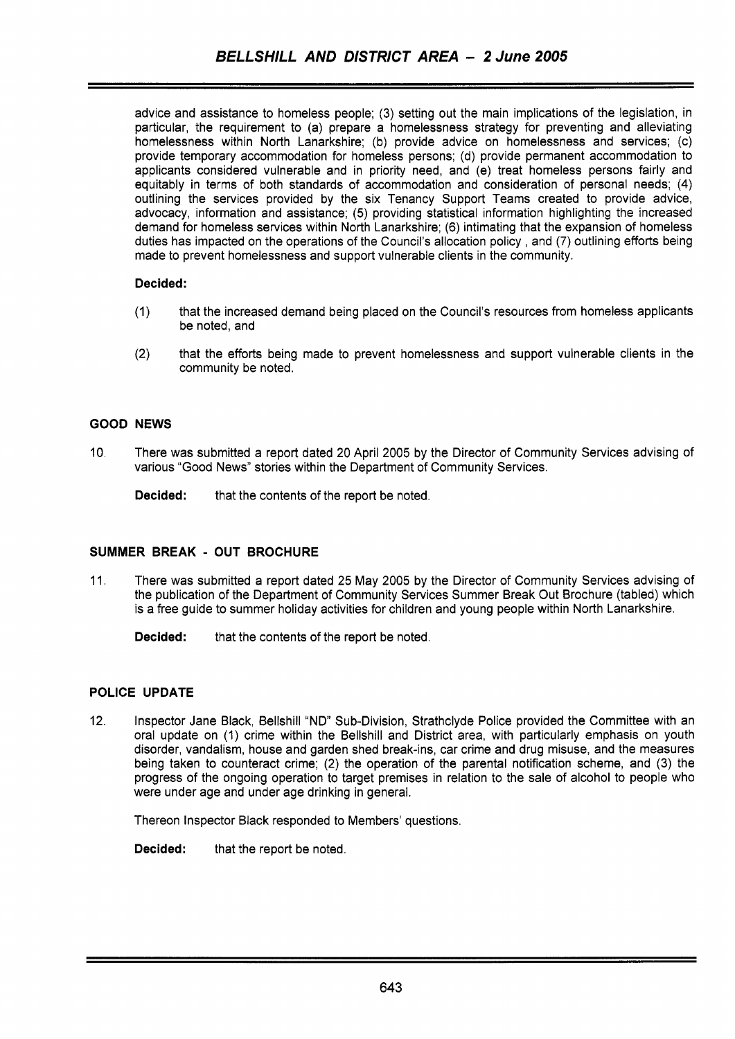advice and assistance to homeless people; (3) setting out the main implications of the legislation, in particular, the requirement to (a) prepare a homelessness strategy for preventing and alleviating homelessness within North Lanarkshire; (b) provide advice on homelessness and services; (c) provide temporary accommodation for homeless persons; (d) provide permanent accommodation to applicants considered vulnerable and in priority need, and (e) treat homeless persons fairly and equitably in terms of both standards of accommodation and consideration of personal needs; (4) outlining the services provided by the six Tenancy Support Teams created to provide advice, advocacy, information and assistance; (5) providing statistical information highlighting the increased demand for homeless services within North Lanarkshire; (6) intimating that the expansion of homeless duties has impacted on the operations of the Council's allocation policy , and (7) outlining efforts being made to prevent homelessness and support vulnerable clients in the community.

**Decided:**

(1) that the increased demand being placed on the Council's resources from homeless applicants be noted, and

(2) that the efforts being made to prevent homelessness and support vulnerable clients in the community be noted.

## GOOD NEWS

10. There was submitted a report dated 20 April 2005 by the Director of Community Services advising of various "Good News" stories within the Department of Community Services.

**Decided:** that the contents of the report be noted.

## SUMMER BREAK - OUT BROCHURE

11. There was submitted a report dated 25 May 2005 by the Director of Community Services advising of the publication of the Department of Community Services Summer Break Out Brochure (tabled) which is a free guide to summer holiday activities for children and young people within North Lanarkshire.

**Decided:** that the contents of the report be noted.

## POLICE UPDATE

12. Inspector Jane Black, Bellshill "ND" Sub-Division, Strathclyde Police provided the Committee with an oral update on (1) crime within the Bellshill and District area, with particularly emphasis on youth disorder, vandalism, house and garden shed break-ins, car crime and drug misuse, and the measures being taken to counteract crime; (2) the operation of the parental notification scheme, and (3) the progress of the ongoing operation to target premises in relation to the sale of alcohol to people who were under age and under age drinking in general.

Thereon Inspector Black responded to Members' questions.

**Decided:** that the report be noted.